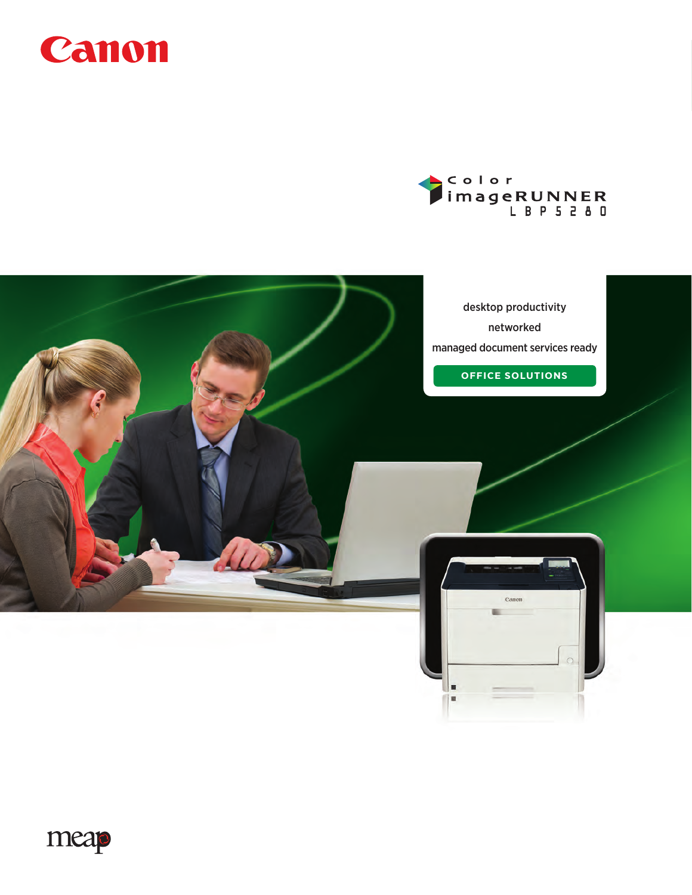Canon

# Color imageRUNNER LBP5280

desktop productivity

networked

managed document services ready

**OFFICE SOLUTIONS**

meap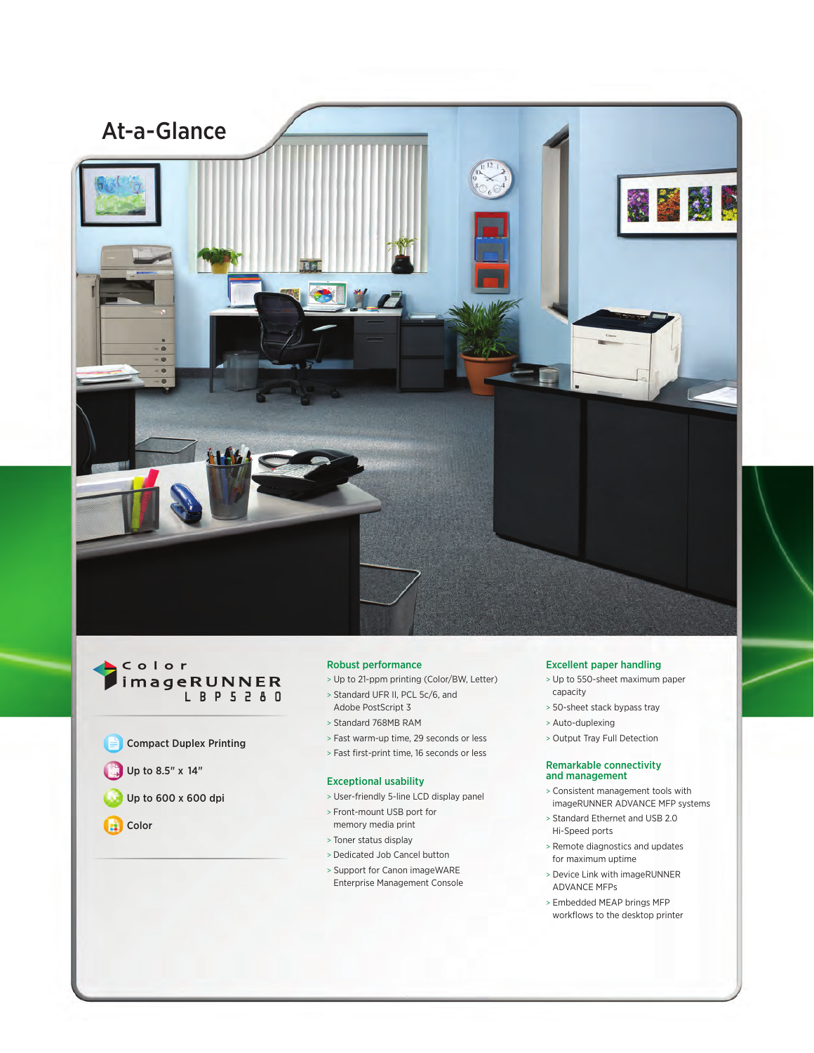# At-a-Glance

## Color imageRUNNER LBP5280

- Compact Duplex Printing
- Up to 8.5" x 14"
- Up to 600 x 600 dpi
- Color

### Robust performance

> Up to 21-ppm printing (Color/BW, Letter)

> Standard UFR II, PCL 5c/6, and Adobe PostScript 3

> Standard 768MB RAM

> Fast warm-up time, 29 seconds or less

> Fast first-print time, 16 seconds or less

### Exceptional usability

> User-friendly 5-line LCD display panel

> Front-mount USB port for memory media print

> Toner status display

> Dedicated Job Cancel button

> Support for Canon imageWARE Enterprise Management Console

### Excellent paper handling

> Up to 550-sheet maximum paper capacity

> 50-sheet stack bypass tray

> Auto-duplexing

> Output Tray Full Detection

### Remarkable connectivity and management

> Consistent management tools with imageRUNNER ADVANCE MFP systems

> Standard Ethernet and USB 2.0 Hi-Speed ports

> Remote diagnostics and updates for maximum uptime

> Device Link with imageRUNNER ADVANCE MFPs

> Embedded MEAP brings MFP workflows to the desktop printer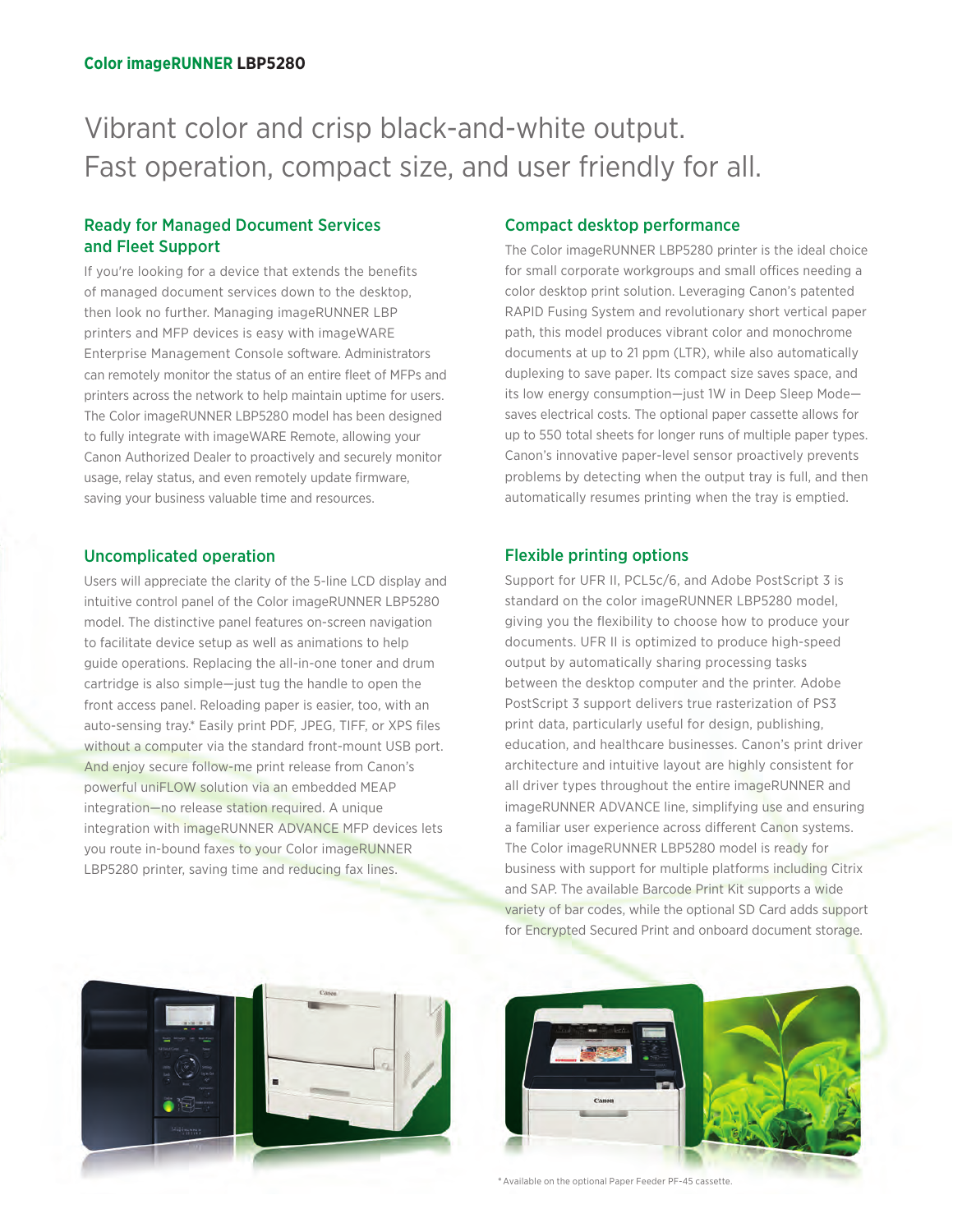Color imageRUNNER **LBP5280**

# Vibrant color and crisp black-and-white output. Fast operation, compact size, and user friendly for all.

## Ready for Managed Document Services and Fleet Support

If you're looking for a device that extends the benefits of managed document services down to the desktop, then look no further. Managing imageRUNNER LBP printers and MFP devices is easy with imageWARE Enterprise Management Console software. Administrators can remotely monitor the status of an entire fleet of MFPs and printers across the network to help maintain uptime for users. The Color imageRUNNER LBP5280 model has been designed to fully integrate with imageWARE Remote, allowing your Canon Authorized Dealer to proactively and securely monitor usage, relay status, and even remotely update firmware, saving your business valuable time and resources.

## Uncomplicated operation

Users will appreciate the clarity of the 5-line LCD display and intuitive control panel of the Color imageRUNNER LBP5280 model. The distinctive panel features on-screen navigation to facilitate device setup as well as animations to help guide operations. Replacing the all-in-one toner and drum cartridge is also simple—just tug the handle to open the front access panel. Reloading paper is easier, too, with an auto-sensing tray.* Easily print PDF, JPEG, TIFF, or XPS files without a computer via the standard front-mount USB port. And enjoy secure follow-me print release from Canon's powerful uniFLOW solution via an embedded MEAP integration—no release station required. A unique integration with imageRUNNER ADVANCE MFP devices lets you route in-bound faxes to your Color imageRUNNER LBP5280 printer, saving time and reducing fax lines.

## Compact desktop performance

The Color imageRUNNER LBP5280 printer is the ideal choice for small corporate workgroups and small offices needing a color desktop print solution. Leveraging Canon's patented RAPID Fusing System and revolutionary short vertical paper path, this model produces vibrant color and monochrome documents at up to 21 ppm (LTR), while also automatically duplexing to save paper. Its compact size saves space, and its low energy consumption—just 1W in Deep Sleep Mode—saves electrical costs. The optional paper cassette allows for up to 550 total sheets for longer runs of multiple paper types. Canon's innovative paper-level sensor proactively prevents problems by detecting when the output tray is full, and then automatically resumes printing when the tray is emptied.

## Flexible printing options

Support for UFR II, PCL5c/6, and Adobe PostScript 3 is standard on the color imageRUNNER LBP5280 model, giving you the flexibility to choose how to produce your documents. UFR II is optimized to produce high-speed output by automatically sharing processing tasks between the desktop computer and the printer. Adobe PostScript 3 support delivers true rasterization of PS3 print data, particularly useful for design, publishing, education, and healthcare businesses. Canon's print driver architecture and intuitive layout are highly consistent for all driver types throughout the entire imageRUNNER and imageRUNNER ADVANCE line, simplifying use and ensuring a familiar user experience across different Canon systems. The Color imageRUNNER LBP5280 model is ready for business with support for multiple platforms including Citrix and SAP. The available Barcode Print Kit supports a wide variety of bar codes, while the optional SD Card adds support for Encrypted Secured Print and onboard document storage.

* Available on the optional Paper Feeder PF-45 cassette.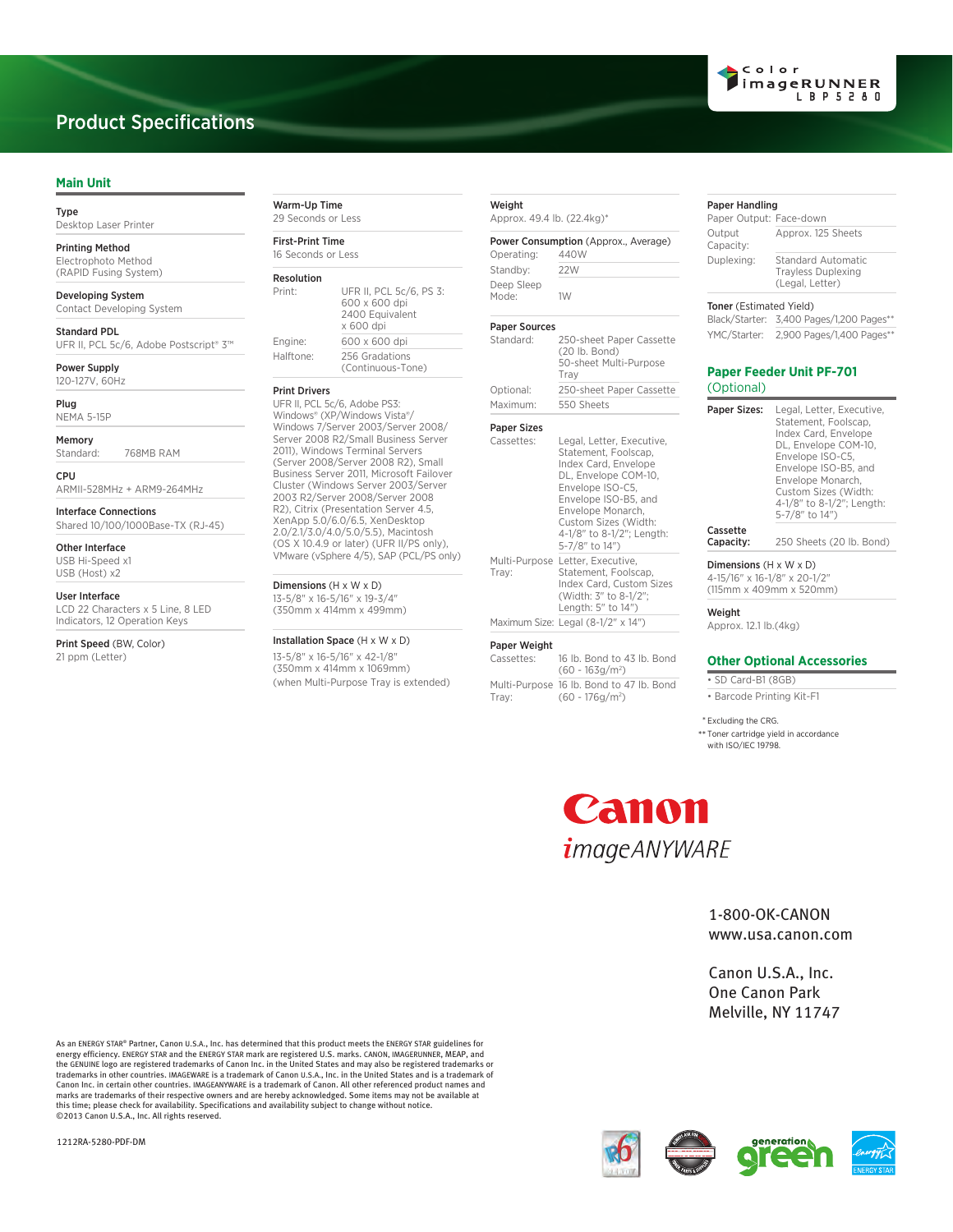Color imageRUNNER LBP5280

# Product Specifications

## Main Unit

**Type**
Desktop Laser Printer

**Printing Method**
Electrophoto Method
(RAPID Fusing System)

**Developing System**
Contact Developing System

**Standard PDL**
UFR II, PCL 5c/6, Adobe Postscript® 3™

**Power Supply**
120-127V, 60Hz

**Plug**
NEMA 5-15P

**Memory**
Standard: 768MB RAM

**CPU**
ARMII-528MHz + ARM9-264MHz

**Interface Connections**
Shared 10/100/1000Base-TX (RJ-45)

**Other Interface**
USB Hi-Speed x1
USB (Host) x2

**User Interface**
LCD 22 Characters x 5 Line, 8 LED Indicators, 12 Operation Keys

**Print Speed** (BW, Color)
21 ppm (Letter)

**Warm-Up Time**
29 Seconds or Less

**First-Print Time**
16 Seconds or Less

**Resolution**

| | |
|---|---|
| Print: | UFR II, PCL 5c/6, PS 3: 600 x 600 dpi 2400 Equivalent x 600 dpi |
| Engine: | 600 x 600 dpi |
| Halftone: | 256 Gradations (Continuous-Tone) |

**Print Drivers**
UFR II, PCL 5c/6, Adobe PS3: Windows® (XP/Windows Vista®/ Windows 7/Server 2003/Server 2008/ Server 2008 R2/Small Business Server 2011), Windows Terminal Servers (Server 2008/Server 2008 R2), Small Business Server 2011, Microsoft Failover Cluster (Windows Server 2003/Server 2003 R2/Server 2008/Server 2008 R2), Citrix (Presentation Server 4.5, XenApp 5.0/6.0/6.5, XenDesktop 2.0/2.1/3.0/4.0/5.0/5.5), Macintosh (OS X 10.4.9 or later) (UFR II/PS only), VMware (vSphere 4/5), SAP (PCL/PS only)

**Dimensions** (H x W x D)
13-5/8" x 16-5/16" x 19-3/4"
(350mm x 414mm x 499mm)

**Installation Space** (H x W x D)
13-5/8" x 16-5/16" x 42-1/8"
(350mm x 414mm x 1069mm)
(when Multi-Purpose Tray is extended)

**Weight**
Approx. 49.4 lb. (22.4kg)*

**Power Consumption** (Approx., Average)

| | |
|---|---|
| Operating: | 440W |
| Standby: | 22W |
| Deep Sleep Mode: | 1W |

**Paper Sources**

| | |
|---|---|
| Standard: | 250-sheet Paper Cassette (20 lb. Bond) 50-sheet Multi-Purpose Tray |
| Optional: | 250-sheet Paper Cassette |
| Maximum: | 550 Sheets |

**Paper Sizes**

| | |
|---|---|
| Cassettes: | Legal, Letter, Executive, Statement, Foolscap, Index Card, Envelope DL, Envelope COM-10, Envelope ISO-C5, Envelope ISO-B5, and Envelope Monarch, Custom Sizes (Width: 4-1/8" to 8-1/2"; Length: 5-7/8" to 14") |
| Multi-Purpose Tray: | Letter, Executive, Statement, Foolscap, Index Card, Custom Sizes (Width: 3" to 8-1/2"; Length: 5" to 14") |
| Maximum Size: | Legal (8-1/2" x 14") |

**Paper Weight**

| | |
|---|---|
| Cassettes: | 16 lb. Bond to 43 lb. Bond (60 - 163g/m²) |
| Multi-Purpose Tray: | 16 lb. Bond to 47 lb. Bond (60 - 176g/m²) |

**Paper Handling**

| | |
|---|---|
| Paper Output: | Face-down |
| Output Capacity: | Approx. 125 Sheets |
| Duplexing: | Standard Automatic Trayless Duplexing (Legal, Letter) |

**Toner** (Estimated Yield)

| | |
|---|---|
| Black/Starter: | 3,400 Pages/1,200 Pages** |
| YMC/Starter: | 2,900 Pages/1,400 Pages** |

## Paper Feeder Unit PF-701 (Optional)

| | |
|---|---|
| **Paper Sizes:** | Legal, Letter, Executive, Statement, Foolscap, Index Card, Envelope DL, Envelope COM-10, Envelope ISO-C5, Envelope ISO-B5, and Envelope Monarch, Custom Sizes (Width: 4-1/8" to 8-1/2"; Length: 5-7/8" to 14") |
| **Cassette Capacity:** | 250 Sheets (20 lb. Bond) |

**Dimensions** (H x W x D)
4-15/16" x 16-1/8" x 20-1/2"
(115mm x 409mm x 520mm)

**Weight**
Approx. 12.1 lb.(4kg)

## Other Optional Accessories

- SD Card-B1 (8GB)
- Barcode Printing Kit-F1

\* Excluding the CRG.
\*\* Toner cartridge yield in accordance with ISO/IEC 19798.

Canon
imageANYWARE

1-800-OK-CANON
www.usa.canon.com

Canon U.S.A., Inc.
One Canon Park
Melville, NY 11747

As an ENERGY STAR® Partner, Canon U.S.A., Inc. has determined that this product meets the ENERGY STAR guidelines for energy efficiency. ENERGY STAR and the ENERGY STAR mark are registered U.S. marks. CANON, IMAGERUNNER, MEAP, and the GENUINE logo are registered trademarks of Canon Inc. in the United States and may also be registered trademarks or trademarks in other countries. IMAGEWARE is a trademark of Canon U.S.A., Inc. in the United States and is a trademark of Canon Inc. in certain other countries. IMAGEANYWARE is a trademark of Canon. All other referenced product names and marks are trademarks of their respective owners and are hereby acknowledged. Some items may not be available at this time; please check for availability. Specifications and availability subject to change without notice.
©2013 Canon U.S.A., Inc. All rights reserved.

1212RA-5280-PDF-DM